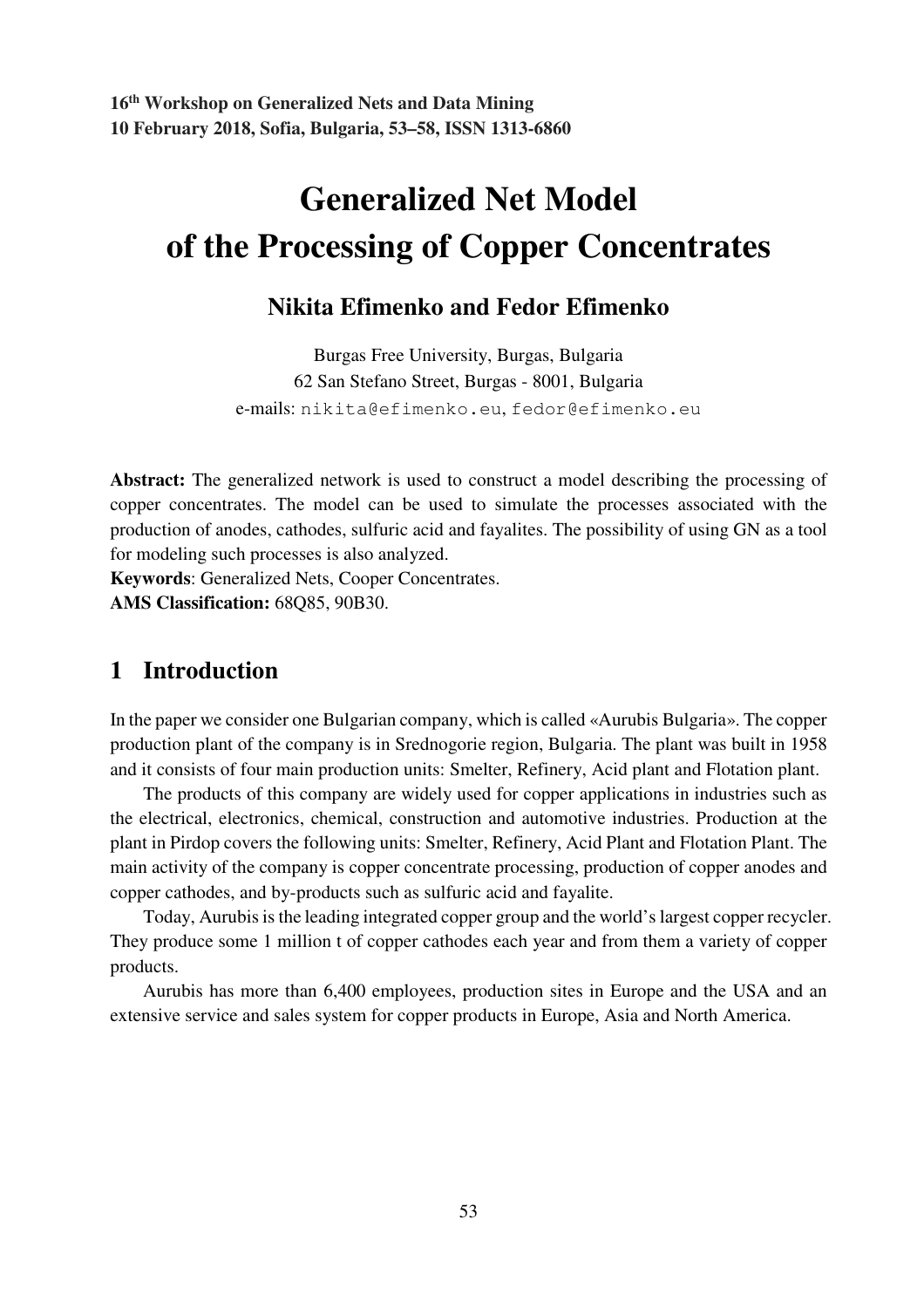# Generalized Net Model of the Processing of Copper Concentrates

**Nikita Efimenko and Fedor Efimenko**

Burgas Free University, Burgas, Bulgaria
62 San Stefano Street, Burgas - 8001, Bulgaria
e-mails: nikita@efimenko.eu, fedor@efimenko.eu

**Abstract:** The generalized network is used to construct a model describing the processing of copper concentrates. The model can be used to simulate the processes associated with the production of anodes, cathodes, sulfuric acid and fayalites. The possibility of using GN as a tool for modeling such processes is also analyzed.

**Keywords**: Generalized Nets, Cooper Concentrates.

**AMS Classification:** 68Q85, 90B30.

## 1 Introduction

In the paper we consider one Bulgarian company, which is called «Aurubis Bulgaria». The copper production plant of the company is in Srednogorie region, Bulgaria. The plant was built in 1958 and it consists of four main production units: Smelter, Refinery, Acid plant and Flotation plant.

The products of this company are widely used for copper applications in industries such as the electrical, electronics, chemical, construction and automotive industries. Production at the plant in Pirdop covers the following units: Smelter, Refinery, Acid Plant and Flotation Plant. The main activity of the company is copper concentrate processing, production of copper anodes and copper cathodes, and by-products such as sulfuric acid and fayalite.

Today, Aurubis is the leading integrated copper group and the world's largest copper recycler. They produce some 1 million t of copper cathodes each year and from them a variety of copper products.

Aurubis has more than 6,400 employees, production sites in Europe and the USA and an extensive service and sales system for copper products in Europe, Asia and North America.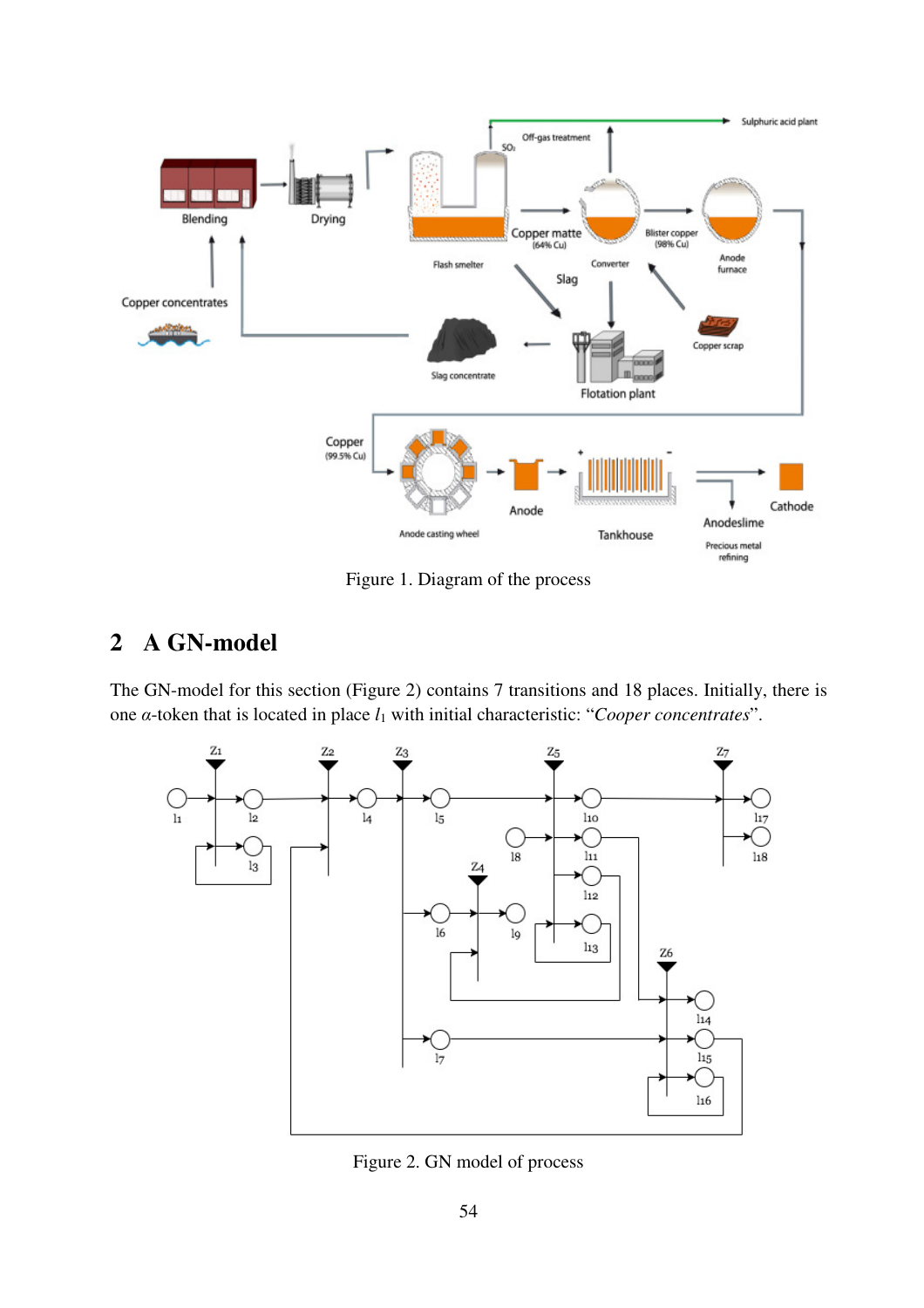Figure 1. Diagram of the process

## 2 A GN-model

The GN-model for this section (Figure 2) contains 7 transitions and 18 places. Initially, there is one $\alpha$-token that is located in place $l_1$ with initial characteristic: "*Cooper concentrates*".

Figure 2. GN model of process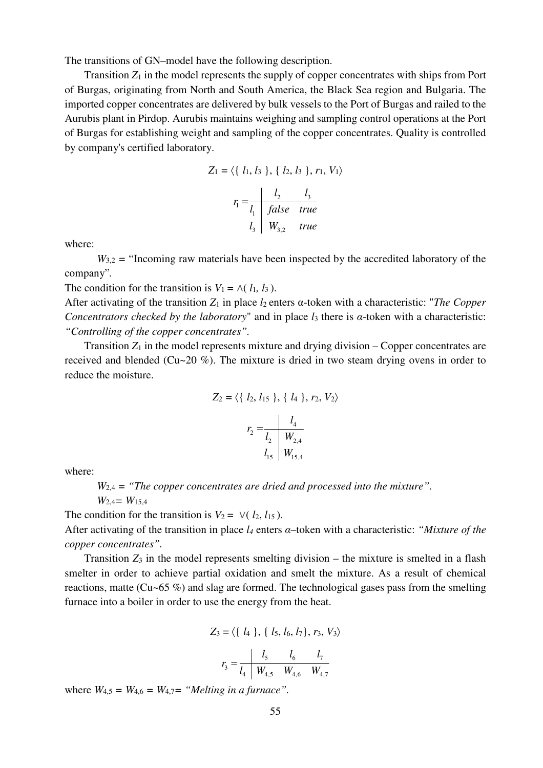The transitions of GN–model have the following description.

Transition $Z_1$ in the model represents the supply of copper concentrates with ships from Port of Burgas, originating from North and South America, the Black Sea region and Bulgaria. The imported copper concentrates are delivered by bulk vessels to the Port of Burgas and railed to the Aurubis plant in Pirdop. Aurubis maintains weighing and sampling control operations at the Port of Burgas for establishing weight and sampling of the copper concentrates. Quality is controlled by company's certified laboratory.

$$Z_1 = \langle \{ l_1, l_3 \}, \{ l_2, l_3 \}, r_1, V_1 \rangle$$

$$r_1 = \begin{array}{c|cc} & l_2 & l_3 \\ \hline l_1 & false & true \\ l_3 & W_{3,2} & true \end{array}$$

where:

$W_{3,2}$ = "Incoming raw materials have been inspected by the accredited laboratory of the company".

The condition for the transition is $V_1 = \wedge( l_1, l_3 )$.

After activating of the transition $Z_1$ in place $l_2$ enters α-token with a characteristic: "*The Copper Concentrators checked by the laboratory*" and in place $l_3$ there is *α*-token with a characteristic: *"Controlling of the copper concentrates"*.

Transition $Z_1$ in the model represents mixture and drying division – Copper concentrates are received and blended (Cu~20 %). The mixture is dried in two steam drying ovens in order to reduce the moisture.

$$Z_2 = \langle \{ l_2, l_{15} \}, \{ l_4 \}, r_2, V_2 \rangle$$

$$r_2 = \begin{array}{c|c} & l_4 \\ \hline l_2 & W_{2,4} \\ l_{15} & W_{15,4} \end{array}$$

where:

$W_{2,4}$ = *"The copper concentrates are dried and processed into the mixture"*.

$W_{2,4} = W_{15,4}$

The condition for the transition is $V_2 = \vee( l_2, l_{15} )$.

After activating of the transition in place $l_4$ enters *α*–token with a characteristic: *"Mixture of the copper concentrates"*.

Transition $Z_3$ in the model represents smelting division – the mixture is smelted in a flash smelter in order to achieve partial oxidation and smelt the mixture. As a result of chemical reactions, matte (Cu~65 %) and slag are formed. The technological gases pass from the smelting furnace into a boiler in order to use the energy from the heat.

$$Z_3 = \langle \{ l_4 \}, \{ l_5, l_6, l_7 \}, r_3, V_3 \rangle$$

$$r_3 = \begin{array}{c|ccc} & l_5 & l_6 & l_7 \\ \hline l_4 & W_{4,5} & W_{4,6} & W_{4,7} \end{array}$$

where $W_{4,5} = W_{4,6} = W_{4,7}$= *"Melting in a furnace"*.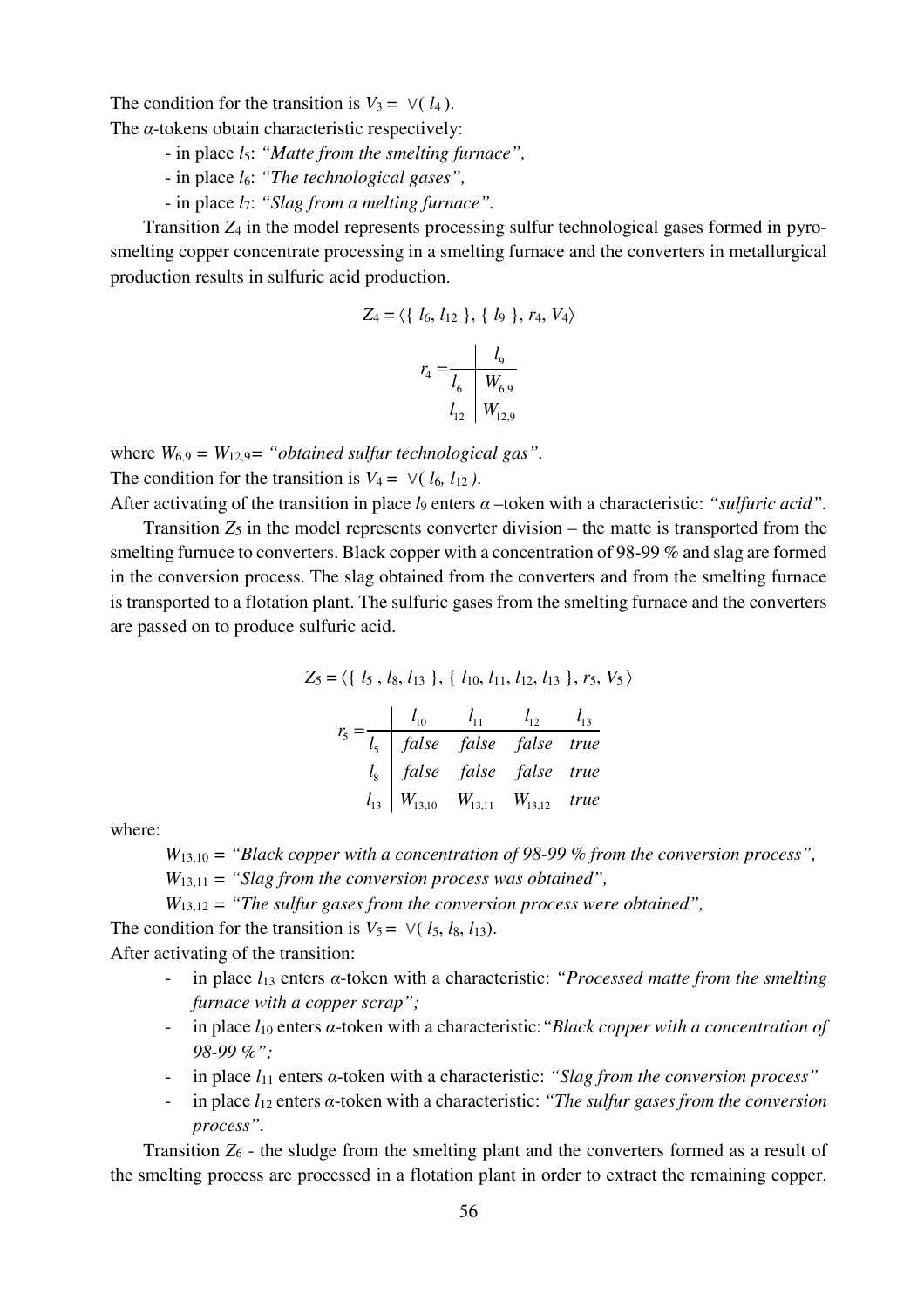The condition for the transition is $V_3 = \vee(l_4)$.

The $\alpha$-tokens obtain characteristic respectively:

- in place $l_5$: *"Matte from the smelting furnace",*
- in place $l_6$: *"The technological gases",*
- in place $l_7$: *"Slag from a melting furnace".*

Transition $Z_4$ in the model represents processing sulfur technological gases formed in pyro-smelting copper concentrate processing in a smelting furnace and the converters in metallurgical production results in sulfuric acid production.

$$Z_4 = \langle \{ l_6, l_{12} \}, \{ l_9 \}, r_4, V_4 \rangle$$

$$r_4 = \begin{array}{c|c} & l_9 \\ \hline l_6 & W_{6,9} \\ l_{12} & W_{12,9} \end{array}$$

where $W_{6,9} = W_{12,9}=$ *"obtained sulfur technological gas".*

The condition for the transition is $V_4 = \vee(l_6, l_{12})$.

After activating of the transition in place $l_9$ enters $\alpha$ –token with a characteristic: *"sulfuric acid".*

Transition $Z_5$ in the model represents converter division – the matte is transported from the smelting furnuce to converters. Black copper with a concentration of 98-99 % and slag are formed in the conversion process. The slag obtained from the converters and from the smelting furnace is transported to a flotation plant. The sulfuric gases from the smelting furnace and the converters are passed on to produce sulfuric acid.

$$Z_5 = \langle \{ l_5 , l_8, l_{13} \}, \{ l_{10}, l_{11}, l_{12}, l_{13} \}, r_5, V_5 \rangle$$

$$r_5 = \begin{array}{c|cccc} & l_{10} & l_{11} & l_{12} & l_{13} \\ \hline l_5 & false & false & false & true \\ l_8 & false & false & false & true \\ l_{13} & W_{13,10} & W_{13,11} & W_{13,12} & true \end{array}$$

where:

$W_{13,10} =$ *"Black copper with a concentration of 98-99 % from the conversion process",*

$W_{13,11} =$ *"Slag from the conversion process was obtained",*

$W_{13,12} =$ *"The sulfur gases from the conversion process were obtained",*

The condition for the transition is $V_5 = \vee(l_5, l_8, l_{13})$.

After activating of the transition:

- in place $l_{13}$ enters $\alpha$-token with a characteristic: *"Processed matte from the smelting furnace with a copper scrap";*
- in place $l_{10}$ enters $\alpha$-token with a characteristic: *"Black copper with a concentration of 98-99 %";*
- in place $l_{11}$ enters $\alpha$-token with a characteristic: *"Slag from the conversion process"*
- in place $l_{12}$ enters $\alpha$-token with a characteristic: *"The sulfur gases from the conversion process".*

Transition $Z_6$ - the sludge from the smelting plant and the converters formed as a result of the smelting process are processed in a flotation plant in order to extract the remaining copper.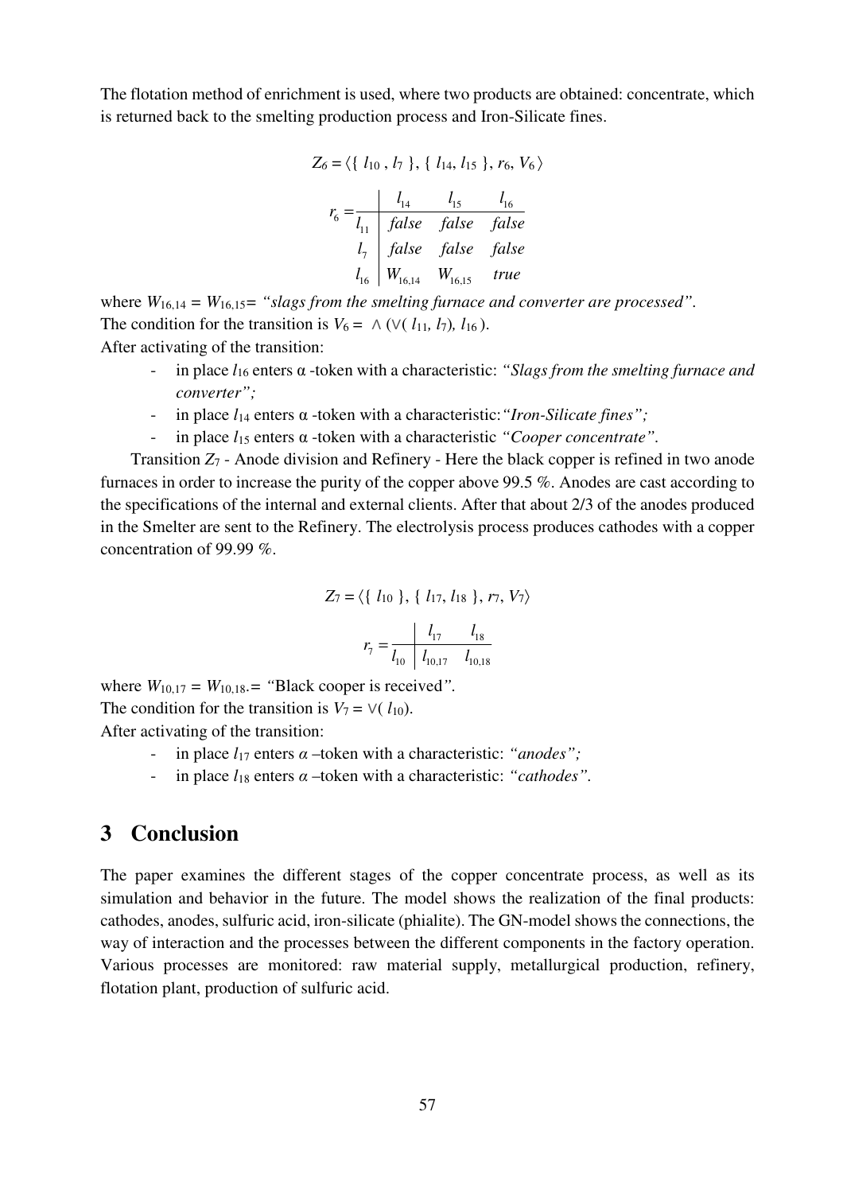The flotation method of enrichment is used, where two products are obtained: concentrate, which is returned back to the smelting production process and Iron-Silicate fines.

$$Z_6 = \langle \{ l_{10}, l_7 \}, \{ l_{14}, l_{15} \}, r_6, V_6 \rangle$$

$$r_6 = \begin{array}{c|ccc} & l_{14} & l_{15} & l_{16} \\ \hline l_{11} & false & false & false \\ l_7 & false & false & false \\ l_{16} & W_{16,14} & W_{16,15} & true \end{array}$$

where $W_{16,14} = W_{16,15} =$ *"slags from the smelting furnace and converter are processed"*.

The condition for the transition is $V_6 = \wedge(\vee(l_{11}, l_7), l_{16})$.

After activating of the transition:

- in place $l_{16}$ enters α -token with a characteristic: *"Slags from the smelting furnace and converter";*
- in place $l_{14}$ enters α -token with a characteristic: *"Iron-Silicate fines";*
- in place $l_{15}$ enters α -token with a characteristic *"Cooper concentrate"*.

Transition $Z_7$ - Anode division and Refinery - Here the black copper is refined in two anode furnaces in order to increase the purity of the copper above 99.5 %. Anodes are cast according to the specifications of the internal and external clients. After that about 2/3 of the anodes produced in the Smelter are sent to the Refinery. The electrolysis process produces cathodes with a copper concentration of 99.99 %.

$$Z_7 = \langle \{ l_{10} \}, \{ l_{17}, l_{18} \}, r_7, V_7 \rangle$$

$$r_7 = \begin{array}{c|cc} & l_{17} & l_{18} \\ \hline l_{10} & l_{10,17} & l_{10,18} \end{array}$$

where $W_{10,17} = W_{10,18} =$ "Black cooper is received".

The condition for the transition is $V_7 = \vee(l_{10})$.

After activating of the transition:

- in place $l_{17}$ enters $\alpha$ –token with a characteristic: *"anodes";*
- in place $l_{18}$ enters $\alpha$ –token with a characteristic: *"cathodes"*.

## 3 Conclusion

The paper examines the different stages of the copper concentrate process, as well as its simulation and behavior in the future. The model shows the realization of the final products: cathodes, anodes, sulfuric acid, iron-silicate (phialite). The GN-model shows the connections, the way of interaction and the processes between the different components in the factory operation. Various processes are monitored: raw material supply, metallurgical production, refinery, flotation plant, production of sulfuric acid.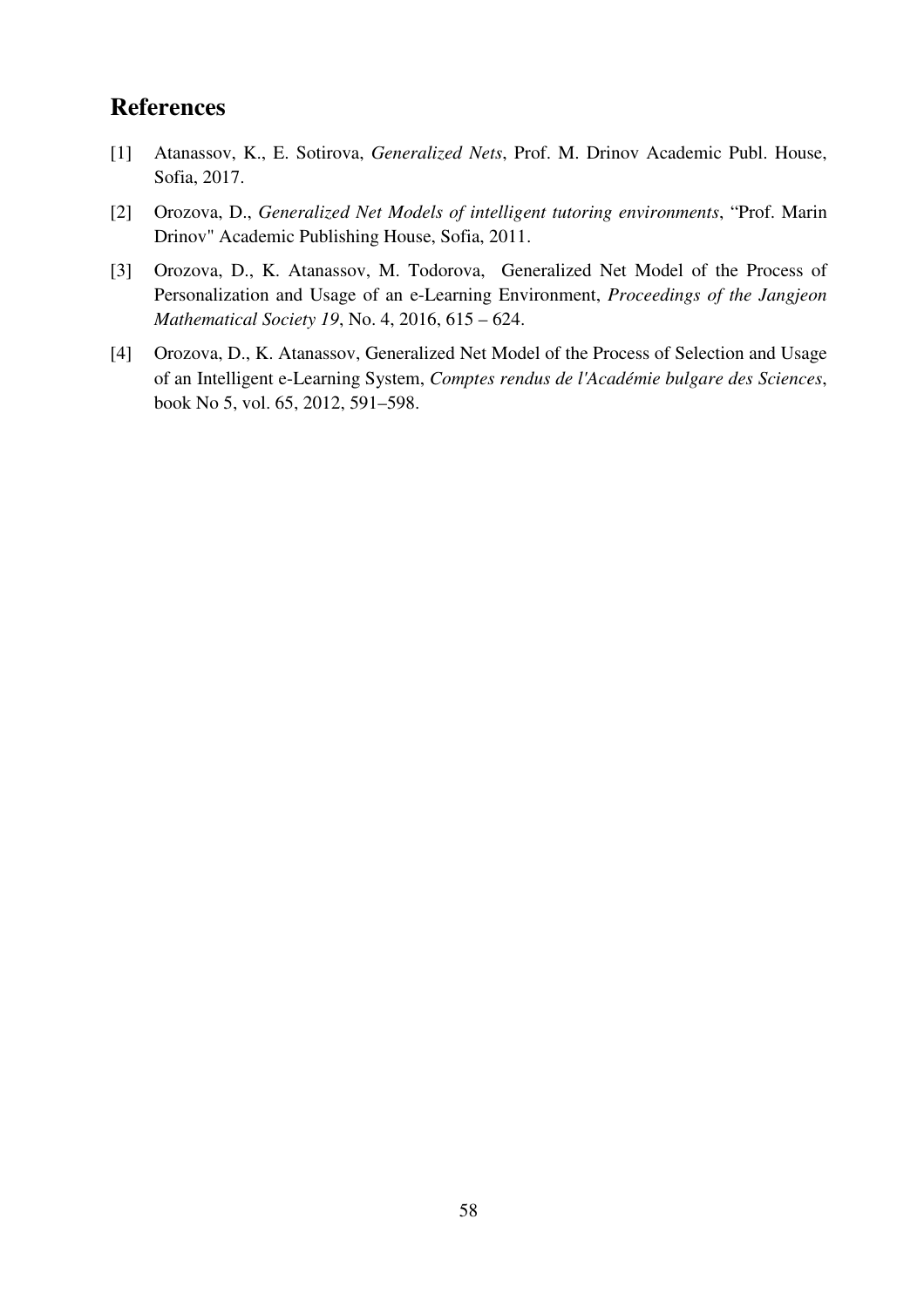## References

[1] Atanassov, K., E. Sotirova, *Generalized Nets*, Prof. M. Drinov Academic Publ. House, Sofia, 2017.

[2] Orozova, D., *Generalized Net Models of intelligent tutoring environments*, "Prof. Marin Drinov" Academic Publishing House, Sofia, 2011.

[3] Orozova, D., K. Atanassov, M. Todorova, Generalized Net Model of the Process of Personalization and Usage of an e-Learning Environment, *Proceedings of the Jangjeon Mathematical Society 19*, No. 4, 2016, 615 – 624.

[4] Orozova, D., K. Atanassov, Generalized Net Model of the Process of Selection and Usage of an Intelligent e-Learning System, *Comptes rendus de l'Académie bulgare des Sciences*, book No 5, vol. 65, 2012, 591–598.